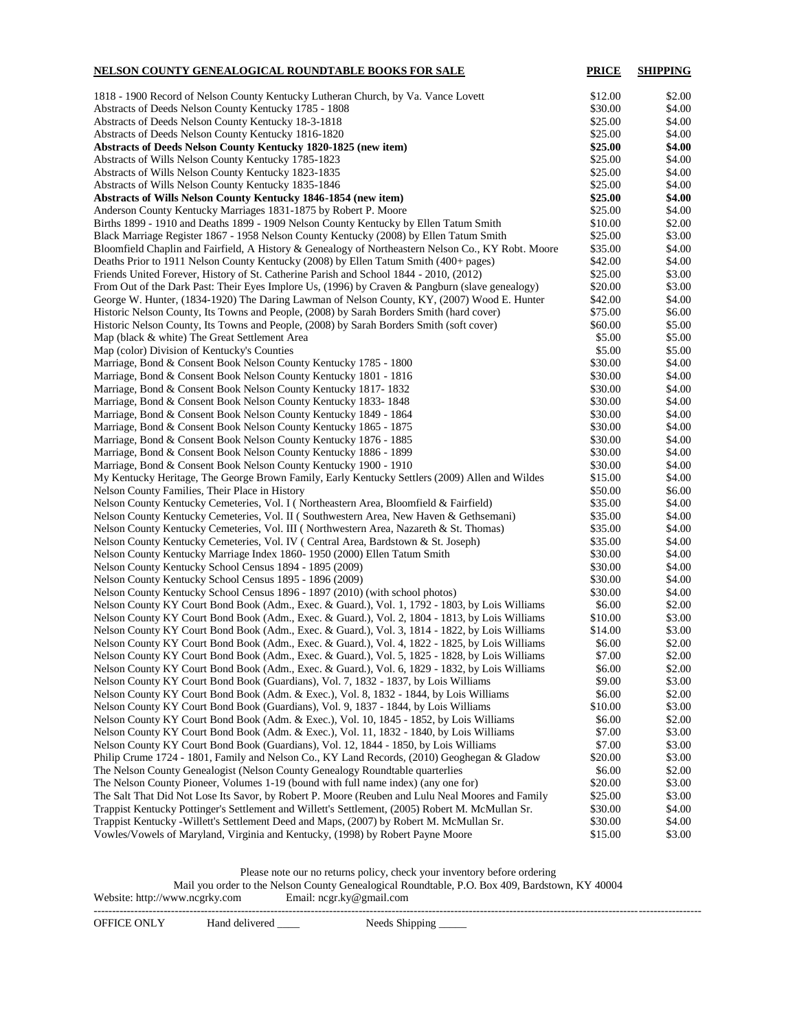| NELSON COUNTY GENEALOGICAL ROUNDTABLE BOOKS FOR SALE | PRICE | SHIPPING |
| --- | --- | --- |
| 1818 - 1900 Record of Nelson County Kentucky Lutheran Church, by Va. Vance Lovett | $12.00 | $2.00 |
| Abstracts of Deeds Nelson County Kentucky 1785 - 1808 | $30.00 | $4.00 |
| Abstracts of Deeds Nelson County Kentucky 18-3-1818 | $25.00 | $4.00 |
| Abstracts of Deeds Nelson County Kentucky 1816-1820 | $25.00 | $4.00 |
| **Abstracts of Deeds Nelson County Kentucky 1820-1825 (new item)** | **$25.00** | **$4.00** |
| Abstracts of Wills Nelson County Kentucky 1785-1823 | $25.00 | $4.00 |
| Abstracts of Wills Nelson County Kentucky 1823-1835 | $25.00 | $4.00 |
| Abstracts of Wills Nelson County Kentucky 1835-1846 | $25.00 | $4.00 |
| **Abstracts of Wills Nelson County Kentucky 1846-1854 (new item)** | **$25.00** | **$4.00** |
| Anderson County Kentucky Marriages 1831-1875 by Robert P. Moore | $25.00 | $4.00 |
| Births 1899 - 1910 and Deaths 1899 - 1909 Nelson County Kentucky by Ellen Tatum Smith | $10.00 | $2.00 |
| Black Marriage Register 1867 - 1958 Nelson County Kentucky (2008) by Ellen Tatum Smith | $25.00 | $3.00 |
| Bloomfield Chaplin and Fairfield, A History & Genealogy of Northeastern Nelson Co., KY Robt. Moore | $35.00 | $4.00 |
| Deaths Prior to 1911 Nelson County Kentucky (2008) by Ellen Tatum Smith (400+ pages) | $42.00 | $4.00 |
| Friends United Forever, History of St. Catherine Parish and School 1844 - 2010, (2012) | $25.00 | $3.00 |
| From Out of the Dark Past: Their Eyes Implore Us, (1996) by Craven & Pangburn (slave genealogy) | $20.00 | $3.00 |
| George W. Hunter, (1834-1920) The Daring Lawman of Nelson County, KY, (2007) Wood E. Hunter | $42.00 | $4.00 |
| Historic Nelson County, Its Towns and People, (2008) by Sarah Borders Smith (hard cover) | $75.00 | $6.00 |
| Historic Nelson County, Its Towns and People, (2008) by Sarah Borders Smith (soft cover) | $60.00 | $5.00 |
| Map (black & white) The Great Settlement Area | $5.00 | $5.00 |
| Map (color) Division of Kentucky's Counties | $5.00 | $5.00 |
| Marriage, Bond & Consent Book Nelson County Kentucky 1785 - 1800 | $30.00 | $4.00 |
| Marriage, Bond & Consent Book Nelson County Kentucky 1801 - 1816 | $30.00 | $4.00 |
| Marriage, Bond & Consent Book Nelson County Kentucky 1817- 1832 | $30.00 | $4.00 |
| Marriage, Bond & Consent Book Nelson County Kentucky 1833- 1848 | $30.00 | $4.00 |
| Marriage, Bond & Consent Book Nelson County Kentucky 1849 - 1864 | $30.00 | $4.00 |
| Marriage, Bond & Consent Book Nelson County Kentucky 1865 - 1875 | $30.00 | $4.00 |
| Marriage, Bond & Consent Book Nelson County Kentucky 1876 - 1885 | $30.00 | $4.00 |
| Marriage, Bond & Consent Book Nelson County Kentucky 1886 - 1899 | $30.00 | $4.00 |
| Marriage, Bond & Consent Book Nelson County Kentucky 1900 - 1910 | $30.00 | $4.00 |
| My Kentucky Heritage, The George Brown Family, Early Kentucky Settlers (2009) Allen and Wildes | $15.00 | $4.00 |
| Nelson County Families, Their Place in History | $50.00 | $6.00 |
| Nelson County Kentucky Cemeteries, Vol. I ( Northeastern Area, Bloomfield & Fairfield) | $35.00 | $4.00 |
| Nelson County Kentucky Cemeteries, Vol. II ( Southwestern Area, New Haven & Gethsemani) | $35.00 | $4.00 |
| Nelson County Kentucky Cemeteries, Vol. III ( Northwestern Area, Nazareth & St. Thomas) | $35.00 | $4.00 |
| Nelson County Kentucky Cemeteries, Vol. IV ( Central Area, Bardstown & St. Joseph) | $35.00 | $4.00 |
| Nelson County Kentucky Marriage Index 1860- 1950 (2000) Ellen Tatum Smith | $30.00 | $4.00 |
| Nelson County Kentucky School Census 1894 - 1895 (2009) | $30.00 | $4.00 |
| Nelson County Kentucky School Census 1895 - 1896 (2009) | $30.00 | $4.00 |
| Nelson County Kentucky School Census 1896 - 1897 (2010) (with school photos) | $30.00 | $4.00 |
| Nelson County KY Court Bond Book (Adm., Exec. & Guard.), Vol. 1, 1792 - 1803, by Lois Williams | $6.00 | $2.00 |
| Nelson County KY Court Bond Book (Adm., Exec. & Guard.), Vol. 2, 1804 - 1813, by Lois Williams | $10.00 | $3.00 |
| Nelson County KY Court Bond Book (Adm., Exec. & Guard.), Vol. 3, 1814 - 1822, by Lois Williams | $14.00 | $3.00 |
| Nelson County KY Court Bond Book (Adm., Exec. & Guard.), Vol. 4, 1822 - 1825, by Lois Williams | $6.00 | $2.00 |
| Nelson County KY Court Bond Book (Adm., Exec. & Guard.), Vol. 5, 1825 - 1828, by Lois Williams | $7.00 | $2.00 |
| Nelson County KY Court Bond Book (Adm., Exec. & Guard.), Vol. 6, 1829 - 1832, by Lois Williams | $6.00 | $2.00 |
| Nelson County KY Court Bond Book (Guardians), Vol. 7, 1832 - 1837, by Lois Williams | $9.00 | $3.00 |
| Nelson County KY Court Bond Book (Adm. & Exec.), Vol. 8, 1832 - 1844, by Lois Williams | $6.00 | $2.00 |
| Nelson County KY Court Bond Book (Guardians), Vol. 9, 1837 - 1844, by Lois Williams | $10.00 | $3.00 |
| Nelson County KY Court Bond Book (Adm. & Exec.), Vol. 10, 1845 - 1852, by Lois Williams | $6.00 | $2.00 |
| Nelson County KY Court Bond Book (Adm. & Exec.), Vol. 11, 1832 - 1840, by Lois Williams | $7.00 | $3.00 |
| Nelson County KY Court Bond Book (Guardians), Vol. 12, 1844 - 1850, by Lois Williams | $7.00 | $3.00 |
| Philip Crume 1724 - 1801, Family and Nelson Co., KY Land Records, (2010) Geoghegan & Gladow | $20.00 | $3.00 |
| The Nelson County Genealogist (Nelson County Genealogy Roundtable quarterlies | $6.00 | $2.00 |
| The Nelson County Pioneer, Volumes 1-19 (bound with full name index) (any one for) | $20.00 | $3.00 |
| The Salt That Did Not Lose Its Savor, by Robert P. Moore (Reuben and Lulu Neal Moores and Family | $25.00 | $3.00 |
| Trappist Kentucky Pottinger's Settlement and Willett's Settlement, (2005) Robert M. McMullan Sr. | $30.00 | $4.00 |
| Trappist Kentucky -Willett's Settlement Deed and Maps, (2007) by Robert M. McMullan Sr. | $30.00 | $4.00 |
| Vowles/Vowels of Maryland, Virginia and Kentucky, (1998) by Robert Payne Moore | $15.00 | $3.00 |

Please note our no returns policy, check your inventory before ordering

Mail you order to the Nelson County Genealogical Roundtable, P.O. Box 409, Bardstown, KY 40004

Website: http://www.ncgrky.com Email: ncgr.ky@gmail.com

---

OFFICE ONLY Hand delivered ____ Needs Shipping _____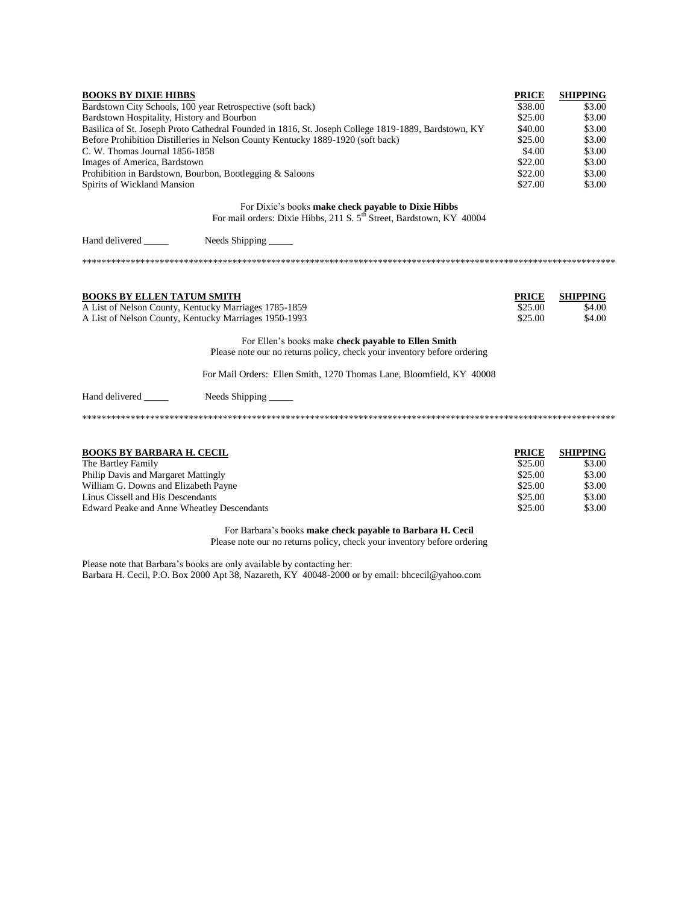| BOOKS BY DIXIE HIBBS | PRICE | SHIPPING |
|---|---|---|
| Bardstown City Schools, 100 year Retrospective (soft back) | \$38.00 | \$3.00 |
| Bardstown Hospitality, History and Bourbon | \$25.00 | \$3.00 |
| Basilica of St. Joseph Proto Cathedral Founded in 1816, St. Joseph College 1819-1889, Bardstown, KY | \$40.00 | \$3.00 |
| Before Prohibition Distilleries in Nelson County Kentucky 1889-1920 (soft back) | \$25.00 | \$3.00 |
| C. W. Thomas Journal 1856-1858 | \$4.00 | \$3.00 |
| Images of America, Bardstown | \$22.00 | \$3.00 |
| Prohibition in Bardstown, Bourbon, Bootlegging & Saloons | \$22.00 | \$3.00 |
| Spirits of Wickland Mansion | \$27.00 | \$3.00 |

For Dixie's books **make check payable to Dixie Hibbs**
For mail orders: Dixie Hibbs, 211 S. 5th Street, Bardstown, KY 40004

Hand delivered _____ Needs Shipping _____

******************************************************************************************************************

| BOOKS BY ELLEN TATUM SMITH | PRICE | SHIPPING |
|---|---|---|
| A List of Nelson County, Kentucky Marriages 1785-1859 | \$25.00 | \$4.00 |
| A List of Nelson County, Kentucky Marriages 1950-1993 | \$25.00 | \$4.00 |

For Ellen's books make **check payable to Ellen Smith**
Please note our no returns policy, check your inventory before ordering

For Mail Orders: Ellen Smith, 1270 Thomas Lane, Bloomfield, KY 40008

Hand delivered _____ Needs Shipping _____

******************************************************************************************************************

| BOOKS BY BARBARA H. CECIL | PRICE | SHIPPING |
|---|---|---|
| The Bartley Family | \$25.00 | \$3.00 |
| Philip Davis and Margaret Mattingly | \$25.00 | \$3.00 |
| William G. Downs and Elizabeth Payne | \$25.00 | \$3.00 |
| Linus Cissell and His Descendants | \$25.00 | \$3.00 |
| Edward Peake and Anne Wheatley Descendants | \$25.00 | \$3.00 |

For Barbara's books **make check payable to Barbara H. Cecil**
Please note our no returns policy, check your inventory before ordering

Please note that Barbara's books are only available by contacting her:
Barbara H. Cecil, P.O. Box 2000 Apt 38, Nazareth, KY 40048-2000 or by email: bhcecil@yahoo.com